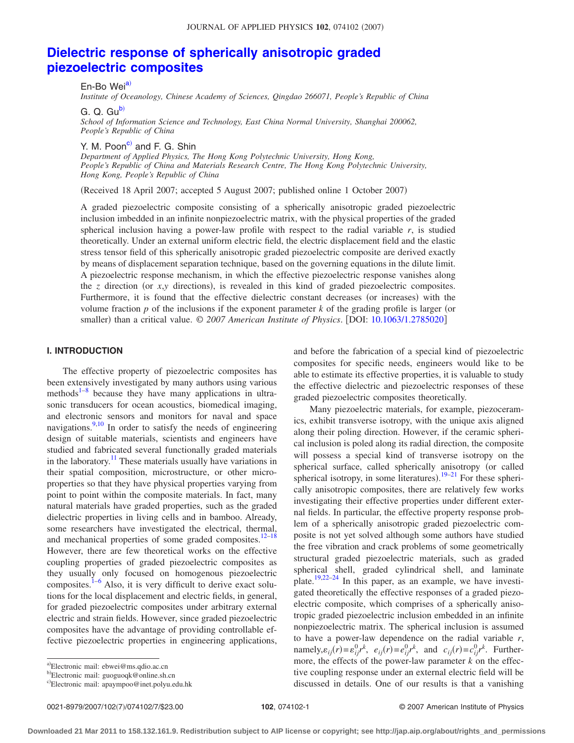# Dielectric response of spherically anisotropic graded piezoelectric composites

En-Bo Wei[a)]
*Institute of Oceanology, Chinese Academy of Sciences, Qingdao 266071, People's Republic of China*

G. Q. Gu[b)]
*School of Information Science and Technology, East China Normal University, Shanghai 200062, People's Republic of China*

Y. M. Poon[c)] and F. G. Shin
*Department of Applied Physics, The Hong Kong Polytechnic University, Hong Kong, People's Republic of China and Materials Research Centre, The Hong Kong Polytechnic University, Hong Kong, People's Republic of China*

(Received 18 April 2007; accepted 5 August 2007; published online 1 October 2007)

A graded piezoelectric composite consisting of a spherically anisotropic graded piezoelectric inclusion imbedded in an infinite nonpiezoelectric matrix, with the physical properties of the graded spherical inclusion having a power-law profile with respect to the radial variable $r$, is studied theoretically. Under an external uniform electric field, the electric displacement field and the elastic stress tensor field of this spherically anisotropic graded piezoelectric composite are derived exactly by means of displacement separation technique, based on the governing equations in the dilute limit. A piezoelectric response mechanism, in which the effective piezoelectric response vanishes along the $z$ direction (or $x,y$ directions), is revealed in this kind of graded piezoelectric composites. Furthermore, it is found that the effective dielectric constant decreases (or increases) with the volume fraction $p$ of the inclusions if the exponent parameter $k$ of the grading profile is larger (or smaller) than a critical value. © *2007 American Institute of Physics*. [DOI: 10.1063/1.2785020]

## I. INTRODUCTION

The effective property of piezoelectric composites has been extensively investigated by many authors using various methods[1–8] because they have many applications in ultrasonic transducers for ocean acoustics, biomedical imaging, and electronic sensors and monitors for naval and space navigations.[9,10] In order to satisfy the needs of engineering design of suitable materials, scientists and engineers have studied and fabricated several functionally graded materials in the laboratory.[11] These materials usually have variations in their spatial composition, microstructure, or other microproperties so that they have physical properties varying from point to point within the composite materials. In fact, many natural materials have graded properties, such as the graded dielectric properties in living cells and in bamboo. Already, some researchers have investigated the electrical, thermal, and mechanical properties of some graded composites.[12–18] However, there are few theoretical works on the effective coupling properties of graded piezoelectric composites as they usually only focused on homogenous piezoelectric composites.[1–6] Also, it is very difficult to derive exact solutions for the local displacement and electric fields, in general, for graded piezoelectric composites under arbitrary external electric and strain fields. However, since graded piezoelectric composites have the advantage of providing controllable effective piezoelectric properties in engineering applications, and before the fabrication of a special kind of piezoelectric composites for specific needs, engineers would like to be able to estimate its effective properties, it is valuable to study the effective dielectric and piezoelectric responses of these graded piezoelectric composites theoretically.

Many piezoelectric materials, for example, piezoceramics, exhibit transverse isotropy, with the unique axis aligned along their poling direction. However, if the ceramic spherical inclusion is poled along its radial direction, the composite will possess a special kind of transverse isotropy on the spherical surface, called spherically anisotropy (or called spherical isotropy, in some literatures).[19–21] For these spherically anisotropic composites, there are relatively few works investigating their effective properties under different external fields. In particular, the effective property response problem of a spherically anisotropic graded piezoelectric composite is not yet solved although some authors have studied the free vibration and crack problems of some geometrically structural graded piezoelectric materials, such as graded spherical shell, graded cylindrical shell, and laminate plate.[19,22–24] In this paper, as an example, we have investigated theoretically the effective responses of a graded piezoelectric composite, which comprises of a spherically anisotropic graded piezoelectric inclusion embedded in an infinite nonpiezoelectric matrix. The spherical inclusion is assumed to have a power-law dependence on the radial variable $r$, namely, $\varepsilon_{ij}(r)=\varepsilon_{ij}^{0}r^{k}$, $e_{ij}(r)=e_{ij}^{0}r^{k}$, and $c_{ij}(r)=c_{ij}^{0}r^{k}$. Furthermore, the effects of the power-law parameter $k$ on the effective coupling response under an external electric field will be discussed in details. One of our results is that a vanishing

---

[a)]Electronic mail: ebwei@ms.qdio.ac.cn
[b)]Electronic mail: guoguoqk@online.sh.cn
[c)]Electronic mail: apaympoo@inet.polyu.edu.hk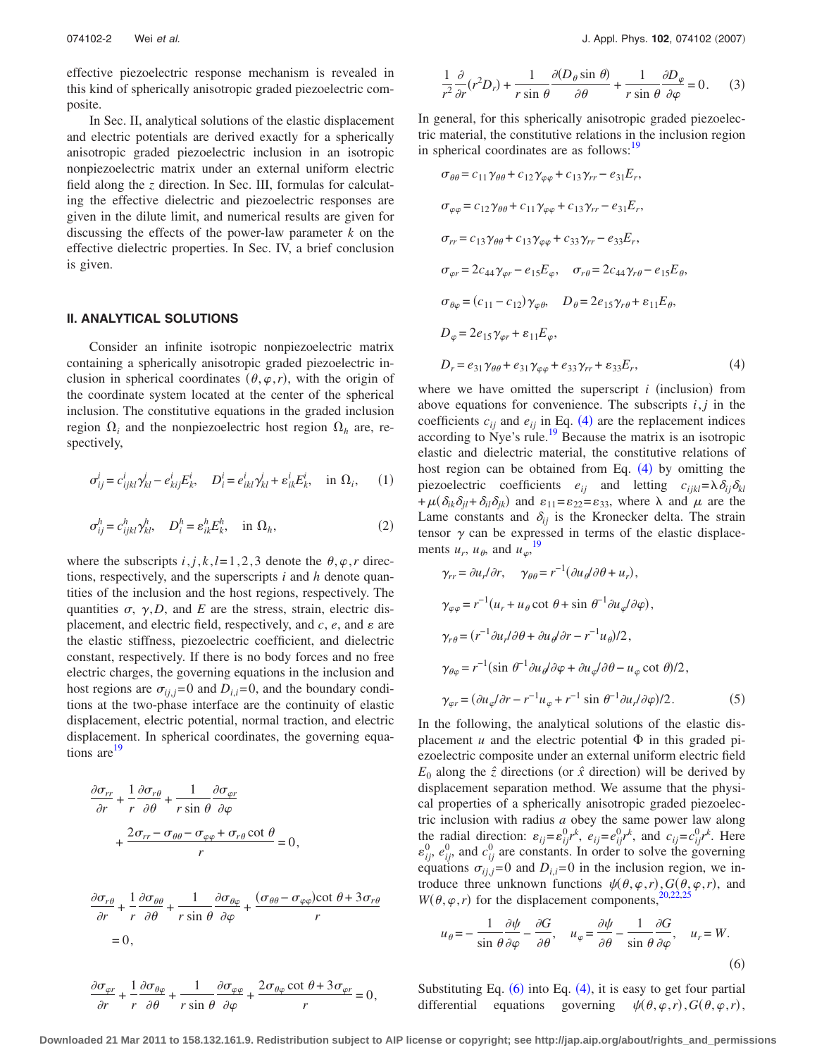effective piezoelectric response mechanism is revealed in this kind of spherically anisotropic graded piezoelectric composite.

In Sec. II, analytical solutions of the elastic displacement and electric potentials are derived exactly for a spherically anisotropic graded piezoelectric inclusion in an isotropic nonpiezoelectric matrix under an external uniform electric field along the $z$ direction. In Sec. III, formulas for calculating the effective dielectric and piezoelectric responses are given in the dilute limit, and numerical results are given for discussing the effects of the power-law parameter $k$ on the effective dielectric properties. In Sec. IV, a brief conclusion is given.

## II. ANALYTICAL SOLUTIONS

Consider an infinite isotropic nonpiezoelectric matrix containing a spherically anisotropic graded piezoelectric inclusion in spherical coordinates $(\theta,\varphi,r)$, with the origin of the coordinate system located at the center of the spherical inclusion. The constitutive equations in the graded inclusion region $\Omega_i$ and the nonpiezoelectric host region $\Omega_h$ are, respectively,

$$\sigma^i_{ij}=c^i_{ijkl}\gamma^j_{kl}-e^i_{kij}E^i_k,\quad D^i_i=e^i_{ikl}\gamma^i_{kl}+\varepsilon^i_{ik}E^i_k,\quad \text{in } \Omega_i, \tag{1}$$

$$\sigma^h_{ij}=c^h_{ijkl}\gamma^h_{kl},\quad D^h_i=\varepsilon^h_{ik}E^h_k,\quad \text{in } \Omega_h, \tag{2}$$

where the subscripts $i,j,k,l=1,2,3$ denote the $\theta,\varphi,r$ directions, respectively, and the superscripts $i$ and $h$ denote quantities of the inclusion and the host regions, respectively. The quantities $\sigma$, $\gamma, D$, and $E$ are the stress, strain, electric displacement, and electric field, respectively, and $c$, $e$, and $\varepsilon$ are the elastic stiffness, piezoelectric coefficient, and dielectric constant, respectively. If there is no body forces and no free electric charges, the governing equations in the inclusion and host regions are $\sigma_{ij,j}=0$ and $D_{i,i}=0$, and the boundary conditions at the two-phase interface are the continuity of elastic displacement, electric potential, normal traction, and electric displacement. In spherical coordinates, the governing equations are[19]

$$\frac{\partial\sigma_{rr}}{\partial r}+\frac{1}{r}\frac{\partial\sigma_{r\theta}}{\partial\theta}+\frac{1}{r\sin\theta}\frac{\partial\sigma_{\varphi r}}{\partial\varphi}+\frac{2\sigma_{rr}-\sigma_{\theta\theta}-\sigma_{\varphi\varphi}+\sigma_{r\theta}\cot\theta}{r}=0,$$

$$\frac{\partial\sigma_{r\theta}}{\partial r}+\frac{1}{r}\frac{\partial\sigma_{\theta\theta}}{\partial\theta}+\frac{1}{r\sin\theta}\frac{\partial\sigma_{\theta\varphi}}{\partial\varphi}+\frac{(\sigma_{\theta\theta}-\sigma_{\varphi\varphi})\cot\theta+3\sigma_{r\theta}}{r}=0,$$

$$\frac{\partial\sigma_{\varphi r}}{\partial r}+\frac{1}{r}\frac{\partial\sigma_{\theta\varphi}}{\partial\theta}+\frac{1}{r\sin\theta}\frac{\partial\sigma_{\varphi\varphi}}{\partial\varphi}+\frac{2\sigma_{\theta\varphi}\cot\theta+3\sigma_{\varphi r}}{r}=0,$$

$$\frac{1}{r^2}\frac{\partial}{\partial r}(r^2D_r)+\frac{1}{r\sin\theta}\frac{\partial(D_\theta\sin\theta)}{\partial\theta}+\frac{1}{r\sin\theta}\frac{\partial D_\varphi}{\partial\varphi}=0. \tag{3}$$

In general, for this spherically anisotropic graded piezoelectric material, the constitutive relations in the inclusion region in spherical coordinates are as follows:[19]

$$\begin{aligned}
&\sigma_{\theta\theta}=c_{11}\gamma_{\theta\theta}+c_{12}\gamma_{\varphi\varphi}+c_{13}\gamma_{rr}-e_{31}E_r,\\
&\sigma_{\varphi\varphi}=c_{12}\gamma_{\theta\theta}+c_{11}\gamma_{\varphi\varphi}+c_{13}\gamma_{rr}-e_{31}E_r,\\
&\sigma_{rr}=c_{13}\gamma_{\theta\theta}+c_{13}\gamma_{\varphi\varphi}+c_{33}\gamma_{rr}-e_{33}E_r,\\
&\sigma_{\varphi r}=2c_{44}\gamma_{\varphi r}-e_{15}E_\varphi,\quad \sigma_{r\theta}=2c_{44}\gamma_{r\theta}-e_{15}E_\theta,\\
&\sigma_{\theta\varphi}=(c_{11}-c_{12})\gamma_{\varphi\theta},\quad D_\theta=2e_{15}\gamma_{r\theta}+\varepsilon_{11}E_\theta,\\
&D_\varphi=2e_{15}\gamma_{\varphi r}+\varepsilon_{11}E_\varphi,\\
&D_r=e_{31}\gamma_{\theta\theta}+e_{31}\gamma_{\varphi\varphi}+e_{33}\gamma_{rr}+\varepsilon_{33}E_r,
\end{aligned} \tag{4}$$

where we have omitted the superscript $i$ (inclusion) from above equations for convenience. The subscripts $i,j$ in the coefficients $c_{ij}$ and $e_{ij}$ in Eq. (4) are the replacement indices according to Nye's rule.[19] Because the matrix is an isotropic elastic and dielectric material, the constitutive relations of host region can be obtained from Eq. (4) by omitting the piezoelectric coefficients $e_{ij}$ and letting $c_{ijkl}=\lambda\delta_{ij}\delta_{kl}+\mu(\delta_{ik}\delta_{jl}+\delta_{il}\delta_{jk})$ and $\varepsilon_{11}=\varepsilon_{22}=\varepsilon_{33}$, where $\lambda$ and $\mu$ are the Lame constants and $\delta_{ij}$ is the Kronecker delta. The strain tensor $\gamma$ can be expressed in terms of the elastic displacements $u_r$, $u_\theta$, and $u_\varphi$,[19]

$$\begin{aligned}
&\gamma_{rr}=\partial u_r/\partial r,\quad \gamma_{\theta\theta}=r^{-1}(\partial u_\theta/\partial\theta+u_r),\\
&\gamma_{\varphi\varphi}=r^{-1}(u_r+u_\theta\cot\theta+\sin\theta^{-1}\partial u_\varphi/\partial\varphi),\\
&\gamma_{r\theta}=(r^{-1}\partial u_r/\partial\theta+\partial u_\theta/\partial r-r^{-1}u_\theta)/2,\\
&\gamma_{\theta\varphi}=r^{-1}(\sin\theta^{-1}\partial u_\theta/\partial\varphi+\partial u_\varphi/\partial\theta-u_\varphi\cot\theta)/2,\\
&\gamma_{\varphi r}=(\partial u_\varphi/\partial r-r^{-1}u_\varphi+r^{-1}\sin\theta^{-1}\partial u_r/\partial\varphi)/2.
\end{aligned} \tag{5}$$

In the following, the analytical solutions of the elastic displacement $u$ and the electric potential $\Phi$ in this graded piezoelectric composite under an external uniform electric field $E_0$ along the $\hat{z}$ directions (or $\hat{x}$ direction) will be derived by displacement separation method. We assume that the physical properties of a spherically anisotropic graded piezoelectric inclusion with radius $a$ obey the same power law along the radial direction: $\varepsilon_{ij}=\varepsilon^0_{ij}r^k$, $e_{ij}=e^0_{ij}r^k$, and $c_{ij}=c^0_{ij}r^k$. Here $\varepsilon^0_{ij}$, $e^0_{ij}$, and $c^0_{ij}$ are constants. In order to solve the governing equations $\sigma_{ij,j}=0$ and $D_{i,i}=0$ in the inclusion region, we introduce three unknown functions $\psi(\theta,\varphi,r)$, $G(\theta,\varphi,r)$, and $W(\theta,\varphi,r)$ for the displacement components,[20,22,25]

$$u_\theta=-\frac{1}{\sin\theta}\frac{\partial\psi}{\partial\varphi}-\frac{\partial G}{\partial\theta},\quad u_\varphi=\frac{\partial\psi}{\partial\theta}-\frac{1}{\sin\theta}\frac{\partial G}{\partial\varphi},\quad u_r=W. \tag{6}$$

Substituting Eq. (6) into Eq. (4), it is easy to get four partial differential equations governing $\psi(\theta,\varphi,r),G(\theta,\varphi,r)$,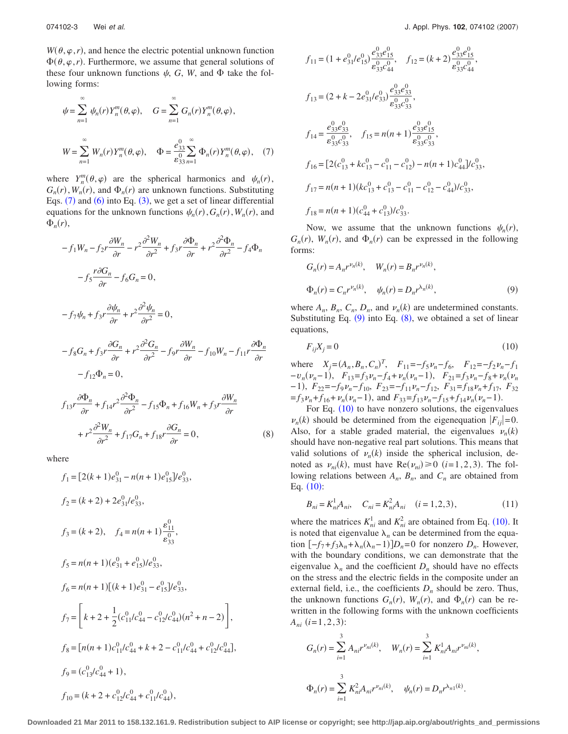$W(\theta,\varphi,r)$, and hence the electric potential unknown function $\Phi(\theta,\varphi,r)$. Furthermore, we assume that general solutions of these four unknown functions $\psi$, $G$, $W$, and $\Phi$ take the following forms:

$$\psi=\sum_{n=1}^{\infty}\psi_n(r)Y_n^m(\theta,\varphi),\quad G=\sum_{n=1}^{\infty}G_n(r)Y_n^m(\theta,\varphi),$$

$$W=\sum_{n=1}^{\infty}W_n(r)Y_n^m(\theta,\varphi),\quad \Phi=\frac{e_{33}^0}{\varepsilon_{33}^0}\sum_{n=1}^{\infty}\Phi_n(r)Y_n^m(\theta,\varphi),\qquad(7)$$

where $Y_n^m(\theta,\varphi)$ are the spherical harmonics and $\psi_n(r)$, $G_n(r)$, $W_n(r)$, and $\Phi_n(r)$ are unknown functions. Substituting Eqs. (7) and (6) into Eq. (3), we get a set of linear differential equations for the unknown functions $\psi_n(r), G_n(r), W_n(r)$, and $\Phi_n(r)$,

$$-f_1W_n-f_2r\frac{\partial W_n}{\partial r}-r^2\frac{\partial^2 W_n}{\partial r^2}+f_3r\frac{\partial \Phi_n}{\partial r}+r^2\frac{\partial^2\Phi_n}{\partial r^2}-f_4\Phi_n$$

$$-f_5\frac{r\partial G_n}{\partial r}-f_6G_n=0,$$

$$-f_7\psi_n+f_3r\frac{\partial\psi_n}{\partial r}+r^2\frac{\partial^2\psi_n}{\partial r^2}=0,$$

$$-f_8G_n+f_3r\frac{\partial G_n}{\partial r}+r^2\frac{\partial^2 G_n}{\partial r^2}-f_9r\frac{\partial W_n}{\partial r}-f_{10}W_n-f_{11}r\frac{\partial\Phi_n}{\partial r}$$

$$-f_{12}\Phi_n=0,$$

$$f_{13}r\frac{\partial\Phi_n}{\partial r}+f_{14}r^2\frac{\partial^2\Phi_n}{\partial r^2}-f_{15}\Phi_n+f_{16}W_n+f_3r\frac{\partial W_n}{\partial r}$$

$$+r^2\frac{\partial^2 W_n}{\partial r^2}+f_{17}G_n+f_{18}r\frac{\partial G_n}{\partial r}=0,\qquad(8)$$

where

$$f_1=[2(k+1)e_{31}^0-n(n+1)e_{15}^0]/e_{33}^0,$$

$$f_2=(k+2)+2e_{31}^0/e_{33}^0,$$

$$f_3=(k+2),\quad f_4=n(n+1)\frac{\varepsilon_{11}^0}{\varepsilon_{33}^0},$$

$$f_5=n(n+1)(e_{31}^0+e_{15}^0)/e_{33}^0,$$

$$f_6=n(n+1)[(k+1)e_{31}^0-e_{15}^0]/e_{33}^0,$$

$$f_7=\left[k+2+\frac{1}{2}(c_{11}^0/c_{44}^0-c_{12}^0/c_{44}^0)(n^2+n-2)\right],$$

$$f_8=[n(n+1)c_{11}^0/c_{44}^0+k+2-c_{11}^0/c_{44}^0+c_{12}^0/c_{44}^0],$$

$$f_9=(c_{13}^0/c_{44}^0+1),$$

$$f_{10}=(k+2+c_{12}^0/c_{44}^0+c_{11}^0/c_{44}^0),$$

$$f_{11}=(1+e_{31}^0/e_{15}^0)\frac{e_{33}^0e_{15}^0}{\varepsilon_{33}^0c_{44}^0},\quad f_{12}=(k+2)\frac{e_{33}^0e_{15}^0}{\varepsilon_{33}^0c_{44}^0},$$

$$f_{13}=(2+k-2e_{31}^0/e_{33}^0)\frac{e_{33}^0e_{33}^0}{\varepsilon_{33}^0c_{33}^0},$$

$$f_{14}=\frac{e_{33}^0e_{33}^0}{\varepsilon_{33}^0c_{33}^0},\quad f_{15}=n(n+1)\frac{e_{33}^0e_{15}^0}{\varepsilon_{33}^0c_{33}^0},$$

$$f_{16}=[2(c_{13}^0+kc_{13}^0-c_{11}^0-c_{12}^0)-n(n+1)c_{44}^0]/c_{33}^0,$$

$$f_{17}=n(n+1)(kc_{13}^0+c_{13}^0-c_{11}^0-c_{12}^0-c_{44}^0)/c_{33}^0,$$

$$f_{18}=n(n+1)(c_{44}^0+c_{13}^0)/c_{33}^0.$$

Now, we assume that the unknown functions $\psi_n(r)$, $G_n(r)$, $W_n(r)$, and $\Phi_n(r)$ can be expressed in the following forms:

$$G_n(r)=A_nr^{\nu_n(k)},\quad W_n(r)=B_nr^{\nu_n(k)},$$

$$\Phi_n(r)=C_nr^{\nu_n(k)},\quad \psi_n(r)=D_nr^{\lambda_n(k)},\qquad(9)$$

where $A_n$, $B_n$, $C_n$, $D_n$, and $\nu_n(k)$ are undetermined constants. Substituting Eq. (9) into Eq. (8), we obtained a set of linear equations,

$$F_{ij}X_j=0\qquad(10)$$

where $X_j=(A_n,B_n,C_n)^T$, $F_{11}=-f_5\nu_n-f_6$, $F_{12}=-f_2\nu_n-f_1-\upsilon_n(\nu_n-1)$, $F_{13}=f_3\nu_n-f_4+\nu_n(\nu_n-1)$, $F_{21}=f_3\nu_n-f_8+\nu_n(\nu_n-1)$, $F_{22}=-f_9\nu_n-f_{10}$, $F_{23}=-f_{11}\nu_n-f_{12}$, $F_{31}=f_{18}\nu_n+f_{17}$, $F_{32}=f_3\nu_n+f_{16}+\nu_n(\nu_n-1)$, and $F_{33}=f_{13}\nu_n-f_{15}+f_{14}\nu_n(\nu_n-1)$.

For Eq. (10) to have nonzero solutions, the eigenvalues $\nu_n(k)$ should be determined from the eigenequation $|F_{ij}|=0$. Also, for a stable graded material, the eigenvalues $\nu_n(k)$ should have non-negative real part solutions. This means that valid solutions of $\nu_n(k)$ inside the spherical inclusion, denoted as $\nu_{ni}(k)$, must have $\mathrm{Re}(\nu_{ni})\geq 0$ $(i=1,2,3)$. The following relations between $A_n$, $B_n$, and $C_n$ are obtained from Eq. (10):

$$B_{ni}=K_{ni}^1A_{ni},\quad C_{ni}=K_{ni}^2A_{ni}\quad(i=1,2,3),\qquad(11)$$

where the matrices $K_{ni}^1$ and $K_{ni}^2$ are obtained from Eq. (10). It is noted that eigenvalue $\lambda_n$ can be determined from the equation $[-f_7+f_3\lambda_n+\lambda_n(\lambda_n-1)]D_n=0$ for nonzero $D_n$. However, with the boundary conditions, we can demonstrate that the eigenvalue $\lambda_n$ and the coefficient $D_n$ should have no effects on the stress and the electric fields in the composite under an external field, i.e., the coefficients $D_n$ should be zero. Thus, the unknown functions $G_n(r)$, $W_n(r)$, and $\Phi_n(r)$ can be rewritten in the following forms with the unknown coefficients $A_{ni}$ $(i=1,2,3)$:

$$G_n(r)=\sum_{i=1}^{3}A_{ni}r^{\nu_{ni}(k)},\quad W_n(r)=\sum_{i=1}^{3}K_{ni}^1A_{ni}r^{\nu_{ni}(k)},$$

$$\Phi_n(r)=\sum_{i=1}^{3}K_{ni}^2A_{ni}r^{\nu_{ni}(k)},\quad \psi_n(r)=D_nr^{\lambda_{n1}(k)}.$$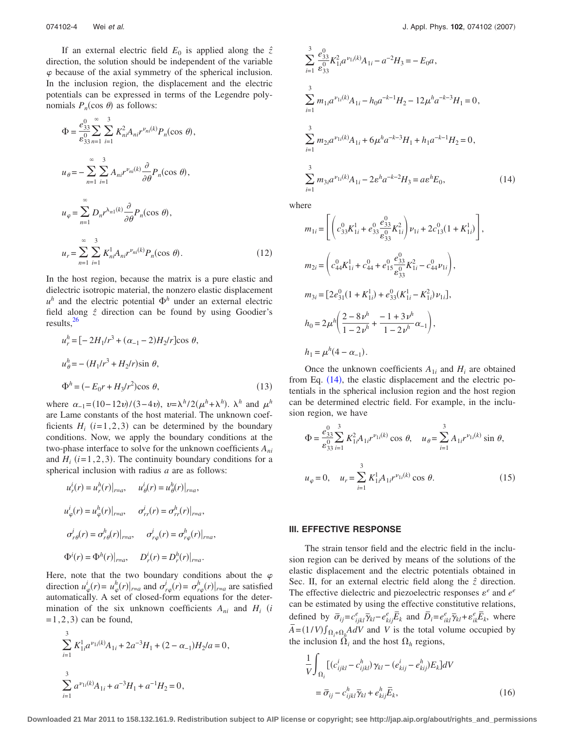If an external electric field $E_0$ is applied along the $\hat{z}$ direction, the solution should be independent of the variable $\varphi$ because of the axial symmetry of the spherical inclusion. In the inclusion region, the displacement and the electric potentials can be expressed in terms of the Legendre polynomials $P_n(\cos\theta)$ as follows:

$$
\Phi = \frac{e_{33}^0}{\varepsilon_{33}^0}\sum_{n=1}^{\infty}\sum_{i=1}^{3} K_{ni}^2 A_{ni} r^{\nu_{ni}(k)} P_n(\cos\theta),
$$

$$
u_\theta = -\sum_{n=1}^{\infty}\sum_{i=1}^{3} A_{ni} r^{\nu_{ni}(k)} \frac{\partial}{\partial\theta} P_n(\cos\theta),
$$

$$
u_\varphi = \sum_{n=1}^{\infty} D_n r^{\lambda_{n1}(k)} \frac{\partial}{\partial\theta} P_n(\cos\theta),
$$

$$
u_r = \sum_{n=1}^{\infty}\sum_{i=1}^{3} K_{ni}^1 A_{ni} r^{\nu_{ni}(k)} P_n(\cos\theta). \tag{12}
$$

In the host region, because the matrix is a pure elastic and dielectric isotropic material, the nonzero elastic displacement $u^h$ and the electric potential $\Phi^h$ under an external electric field along $\hat{z}$ direction can be found by using Goodier's results,[26]

$$
u_r^h = [-2H_1/r^3 + (\alpha_{-1}-2)H_2/r]\cos\theta,
$$

$$
u_\theta^h = -(H_1/r^3 + H_2/r)\sin\theta,
$$

$$
\Phi^h = (-E_0 r + H_3/r^2)\cos\theta, \tag{13}
$$

where $\alpha_{-1}=(10-12\upsilon)/(3-4\upsilon)$, $\upsilon=\lambda^h/2(\mu^h+\lambda^h)$. $\lambda^h$ and $\mu^h$ are Lame constants of the host material. The unknown coefficients $H_i$ $(i=1,2,3)$ can be determined by the boundary conditions. Now, we apply the boundary conditions at the two-phase interface to solve for the unknown coefficients $A_{ni}$ and $H_i$ $(i=1,2,3)$. The continuity boundary conditions for a spherical inclusion with radius $a$ are as follows:

$$
u_r^i(r) = u_r^h(r)|_{r=a}, \quad u_\theta^i(r) = u_\theta^h(r)|_{r=a},
$$

$$
u_\varphi^i(r) = u_\varphi^h(r)|_{r=a}, \quad \sigma_{rr}^i(r) = \sigma_{rr}^h(r)|_{r=a},
$$

$$
\sigma_{r\theta}^i(r) = \sigma_{r\theta}^h(r)|_{r=a}, \quad \sigma_{r\varphi}^i(r) = \sigma_{r\varphi}^h(r)|_{r=a},
$$

$$
\Phi^i(r) = \Phi^h(r)|_{r=a}, \quad D_r^i(r) = D_r^h(r)|_{r=a}.
$$

Here, note that the two boundary conditions about the $\varphi$ direction $u_\varphi^i(r) = u_\varphi^h(r)|_{r=a}$ and $\sigma_{r\varphi}^i(r) = \sigma_{r\varphi}^h(r)|_{r=a}$ are satisfied automatically. A set of closed-form equations for the determination of the six unknown coefficients $A_{ni}$ and $H_i$ $(i=1,2,3)$ can be found,

$$
\sum_{i=1}^{3} K_{1i}^1 a^{\nu_{1i}(k)} A_{1i} + 2a^{-3}H_1 + (2-\alpha_{-1})H_2/a = 0,
$$

$$
\sum_{i=1}^{3} a^{\nu_{1i}(k)} A_{1i} + a^{-3}H_1 + a^{-1}H_2 = 0,
$$

$$
\sum_{i=1}^{3} \frac{e_{33}^0}{\varepsilon_{33}^0} K_{1i}^2 a^{\nu_{1i}(k)} A_{1i} - a^{-2}H_3 = -E_0 a,
$$

$$
\sum_{i=1}^{3} m_{1i} a^{\nu_{1i}(k)} A_{1i} - h_0 a^{-k-1} H_2 - 12\mu^h a^{-k-3} H_1 = 0,
$$

$$
\sum_{i=1}^{3} m_{2i} a^{\nu_{1i}(k)} A_{1i} + 6\mu^h a^{-k-3} H_1 + h_1 a^{-k-1} H_2 = 0,
$$

$$
\sum_{i=1}^{3} m_{3i} a^{\nu_{1i}(k)} A_{1i} - 2\varepsilon^h a^{-k-2} H_3 = a\varepsilon^h E_0, \tag{14}
$$

where

$$
m_{1i} = \left[\left(c_{33}^0 K_{1i}^1 + e_{33}^0 \frac{e_{33}^0}{\varepsilon_{33}^0} K_{1i}^2\right)\nu_{1i} + 2c_{13}^0(1+K_{1i}^1)\right],
$$

$$
m_{2i} = \left(c_{44}^0 K_{1i}^1 + c_{44}^0 + e_{15}^0 \frac{e_{33}^0}{\varepsilon_{33}^0} K_{1i}^2 - c_{44}^0 \nu_{1i}\right),
$$

$$
m_{3i} = [2e_{31}^0(1+K_{1i}^1) + e_{33}^0(K_{1i}^1 - K_{1i}^2)\nu_{1i}],
$$

$$
h_0 = 2\mu^h\left(\frac{2-8\nu^h}{1-2\nu^h} + \frac{-1+3\nu^h}{1-2\nu^h}\alpha_{-1}\right),
$$

$$
h_1 = \mu^h(4-\alpha_{-1}).
$$

Once the unknown coefficients $A_{1i}$ and $H_i$ are obtained from Eq. (14), the elastic displacement and the electric potentials in the spherical inclusion region and the host region can be determined electric field. For example, in the inclusion region, we have

$$
\Phi = \frac{e_{33}^0}{\varepsilon_{33}^0}\sum_{i=1}^{3} K_{1i}^2 A_{1i} r^{\nu_{1i}(k)}\cos\theta, \quad u_\theta = \sum_{i=1}^{3} A_{1i} r^{\nu_{1i}(k)}\sin\theta,
$$

$$
u_\varphi = 0, \quad u_r = \sum_{i=1}^{3} K_{1i}^1 A_{1i} r^{\nu_{1i}(k)}\cos\theta. \tag{15}
$$

## III. EFFECTIVE RESPONSE

The strain tensor field and the electric field in the inclusion region can be derived by means of the solutions of the elastic displacement and the electric potentials obtained in Sec. II, for an external electric field along the $\hat{z}$ direction. The effective dielectric and piezoelectric responses $\varepsilon^e$ and $e^e$ can be estimated by using the effective constitutive relations, defined by $\bar{\sigma}_{ij} = c_{ijkl}^e \bar{\gamma}_{kl} - e_{kij}^e \bar{E}_k$ and $\bar{D}_i = e_{ikl}^e \bar{\gamma}_{kl} + \varepsilon_{ik}^e \bar{E}_k$, where $\bar{A} = (1/V)\int_{\Omega_i+\Omega_h} A\,dV$ and $V$ is the total volume occupied by the inclusion $\Omega_i$ and the host $\Omega_h$ regions,

$$
\frac{1}{V}\int_{\Omega_i} [(c_{ijkl}^i - c_{ijkl}^h)\gamma_{kl} - (e_{kij}^i - e_{kij}^h)E_k]dV
= \bar{\sigma}_{ij} - c_{ijkl}^h \bar{\gamma}_{kl} + e_{kij}^h \bar{E}_k, \tag{16}
$$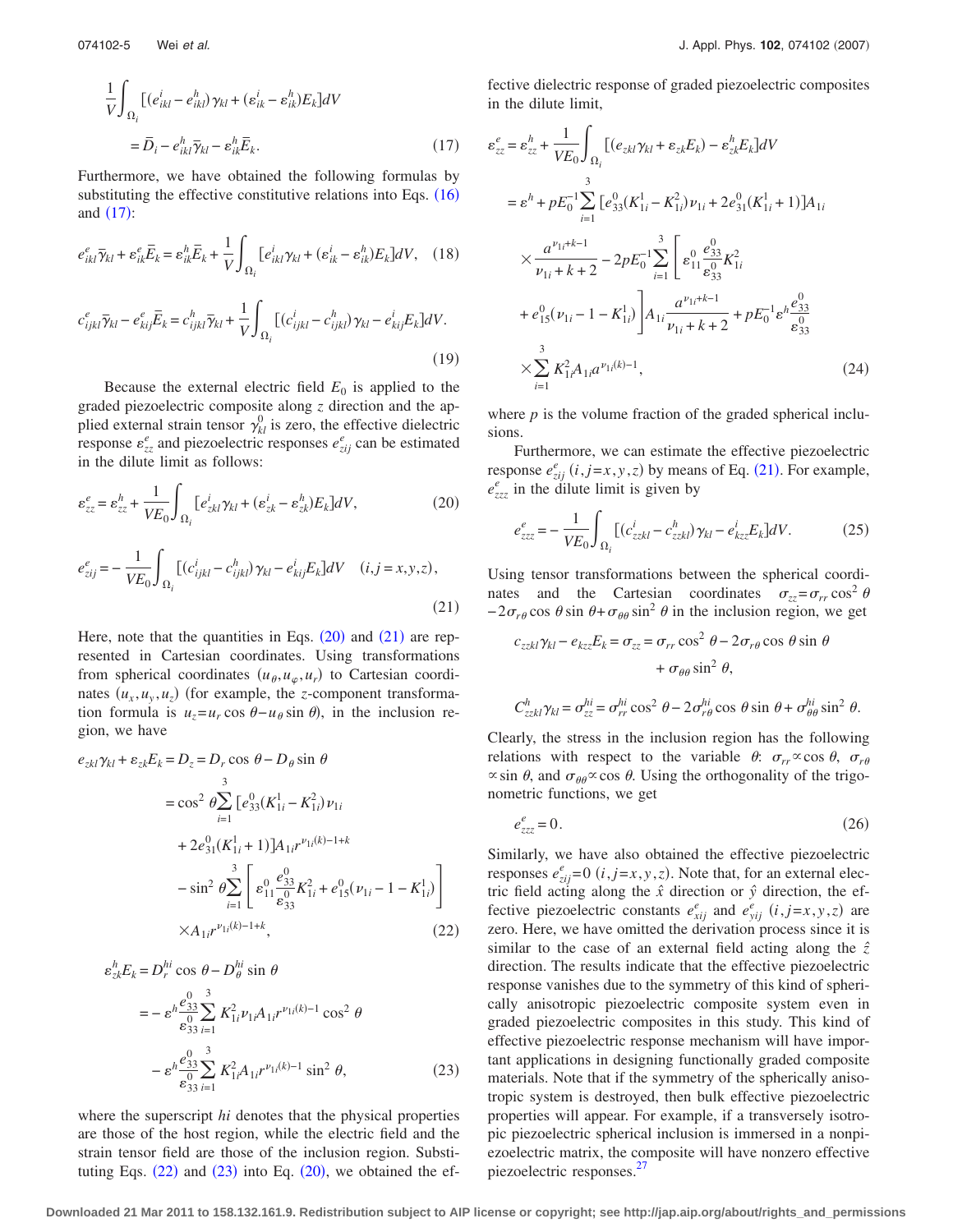$$\frac{1}{V}\int_{\Omega_i}[(e^i_{ikl}-e^h_{ikl})\gamma_{kl}+(\varepsilon^i_{ik}-\varepsilon^h_{ik})E_k]dV$$
$$=\bar{D}_i-e^h_{ikl}\bar{\gamma}_{kl}-\varepsilon^h_{ik}\bar{E}_k. \tag{17}$$

Furthermore, we have obtained the following formulas by substituting the effective constitutive relations into Eqs. (16) and (17):

$$e^e_{ikl}\bar{\gamma}_{kl}+\varepsilon^e_{ik}\bar{E}_k=\varepsilon^h_{ik}\bar{E}_k+\frac{1}{V}\int_{\Omega_i}[e^i_{ikl}\gamma_{kl}+(\varepsilon^i_{ik}-\varepsilon^h_{ik})E_k]dV, \tag{18}$$

$$c^e_{ijkl}\bar{\gamma}_{kl}-e^e_{kij}\bar{E}_k=c^h_{ijkl}\bar{\gamma}_{kl}+\frac{1}{V}\int_{\Omega_i}[(c^i_{ijkl}-c^h_{ijkl})\gamma_{kl}-e^i_{kij}E_k]dV. \tag{19}$$

Because the external electric field $E_0$ is applied to the graded piezoelectric composite along $z$ direction and the applied external strain tensor $\gamma^0_{kl}$ is zero, the effective dielectric response $\varepsilon^e_{zz}$ and piezoelectric responses $e^e_{zij}$ can be estimated in the dilute limit as follows:

$$\varepsilon^e_{zz}=\varepsilon^h_{zz}+\frac{1}{VE_0}\int_{\Omega_i}[e^i_{zkl}\gamma_{kl}+(\varepsilon^i_{zk}-\varepsilon^h_{zk})E_k]dV, \tag{20}$$

$$e^e_{zij}=-\frac{1}{VE_0}\int_{\Omega_i}[(c^i_{ijkl}-c^h_{ijkl})\gamma_{kl}-e^i_{kij}E_k]dV \quad (i,j=x,y,z), \tag{21}$$

Here, note that the quantities in Eqs. (20) and (21) are represented in Cartesian coordinates. Using transformations from spherical coordinates $(u_\theta,u_\varphi,u_r)$ to Cartesian coordinates $(u_x,u_y,u_z)$ (for example, the $z$-component transformation formula is $u_z=u_r\cos\theta-u_\theta\sin\theta$), in the inclusion region, we have

$$\begin{aligned}e_{zkl}\gamma_{kl}+\varepsilon_{zk}E_k&=D_z=D_r\cos\theta-D_\theta\sin\theta\\&=\cos^2\theta\sum_{i=1}^{3}[e^0_{33}(K^1_{1i}-K^2_{1i})\nu_{1i}\\&\quad+2e^0_{31}(K^1_{1i}+1)]A_{1i}r^{\nu_{1i}(k)-1+k}\\&\quad-\sin^2\theta\sum_{i=1}^{3}\left[\varepsilon^0_{11}\frac{e^0_{33}}{\varepsilon^0_{33}}K^2_{1i}+e^0_{15}(\nu_{1i}-1-K^1_{1i})\right]\\&\quad\times A_{1i}r^{\nu_{1i}(k)-1+k},\end{aligned} \tag{22}$$

$$\begin{aligned}\varepsilon^h_{zk}E_k&=D^{hi}_r\cos\theta-D^{hi}_\theta\sin\theta\\&=-\varepsilon^h\frac{e^0_{33}}{\varepsilon^0_{33}}\sum_{i=1}^{3}K^2_{1i}\nu_{1i}A_{1i}r^{\nu_{1i}(k)-1}\cos^2\theta\\&\quad-\varepsilon^h\frac{e^0_{33}}{\varepsilon^0_{33}}\sum_{i=1}^{3}K^2_{1i}A_{1i}r^{\nu_{1i}(k)-1}\sin^2\theta,\end{aligned} \tag{23}$$

where the superscript $hi$ denotes that the physical properties are those of the host region, while the electric field and the strain tensor field are those of the inclusion region. Substituting Eqs. (22) and (23) into Eq. (20), we obtained the effective dielectric response of graded piezoelectric composites in the dilute limit,

$$\begin{aligned}\varepsilon^e_{zz}&=\varepsilon^h_{zz}+\frac{1}{VE_0}\int_{\Omega_i}[(e_{zkl}\gamma_{kl}+\varepsilon_{zk}E_k)-\varepsilon^h_{zk}E_k]dV\\&=\varepsilon^h+pE_0^{-1}\sum_{i=1}^{3}[e^0_{33}(K^1_{1i}-K^2_{1i})\nu_{1i}+2e^0_{31}(K^1_{1i}+1)]A_{1i}\\&\quad\times\frac{a^{\nu_{1i}+k-1}}{\nu_{1i}+k+2}-2pE_0^{-1}\sum_{i=1}^{3}\left[\varepsilon^0_{11}\frac{e^0_{33}}{\varepsilon^0_{33}}K^2_{1i}\right.\\&\quad\left.+e^0_{15}(\nu_{1i}-1-K^1_{1i})\right]A_{1i}\frac{a^{\nu_{1i}+k-1}}{\nu_{1i}+k+2}+pE_0^{-1}\varepsilon^h\frac{e^0_{33}}{\varepsilon^0_{33}}\\&\quad\times\sum_{i=1}^{3}K^2_{1i}A_{1i}a^{\nu_{1i}(k)-1},\end{aligned} \tag{24}$$

where $p$ is the volume fraction of the graded spherical inclusions.

Furthermore, we can estimate the effective piezoelectric response $e^e_{zij}$ $(i,j=x,y,z)$ by means of Eq. (21). For example, $e^e_{zzz}$ in the dilute limit is given by

$$e^e_{zzz}=-\frac{1}{VE_0}\int_{\Omega_i}[(c^i_{zzkl}-c^h_{zzkl})\gamma_{kl}-e^i_{kzz}E_k]dV. \tag{25}$$

Using tensor transformations between the spherical coordinates and the Cartesian coordinates $\sigma_{zz}=\sigma_{rr}\cos^2\theta-2\sigma_{r\theta}\cos\theta\sin\theta+\sigma_{\theta\theta}\sin^2\theta$ in the inclusion region, we get

$$c_{zzkl}\gamma_{kl}-e_{kzz}E_k=\sigma_{zz}=\sigma_{rr}\cos^2\theta-2\sigma_{r\theta}\cos\theta\sin\theta+\sigma_{\theta\theta}\sin^2\theta,$$

$$C^h_{zzkl}\gamma_{kl}=\sigma^{hi}_{zz}=\sigma^{hi}_{rr}\cos^2\theta-2\sigma^{hi}_{r\theta}\cos\theta\sin\theta+\sigma^{hi}_{\theta\theta}\sin^2\theta.$$

Clearly, the stress in the inclusion region has the following relations with respect to the variable $\theta$: $\sigma_{rr}\propto\cos\theta$, $\sigma_{r\theta}\propto\sin\theta$, and $\sigma_{\theta\theta}\propto\cos\theta$. Using the orthogonality of the trigonometric functions, we get

$$e^e_{zzz}=0. \tag{26}$$

Similarly, we have also obtained the effective piezoelectric responses $e^e_{zij}=0$ $(i,j=x,y,z)$. Note that, for an external electric field acting along the $\hat{x}$ direction or $\hat{y}$ direction, the effective piezoelectric constants $e^e_{xij}$ and $e^e_{yij}$ $(i,j=x,y,z)$ are zero. Here, we have omitted the derivation process since it is similar to the case of an external field acting along the $\hat{z}$ direction. The results indicate that the effective piezoelectric response vanishes due to the symmetry of this kind of spherically anisotropic piezoelectric composite system even in graded piezoelectric composites in this study. This kind of effective piezoelectric response mechanism will have important applications in designing functionally graded composite materials. Note that if the symmetry of the spherically anisotropic system is destroyed, then bulk effective piezoelectric properties will appear. For example, if a transversely isotropic piezoelectric spherical inclusion is immersed in a nonpiezoelectric matrix, the composite will have nonzero effective piezoelectric responses.[27]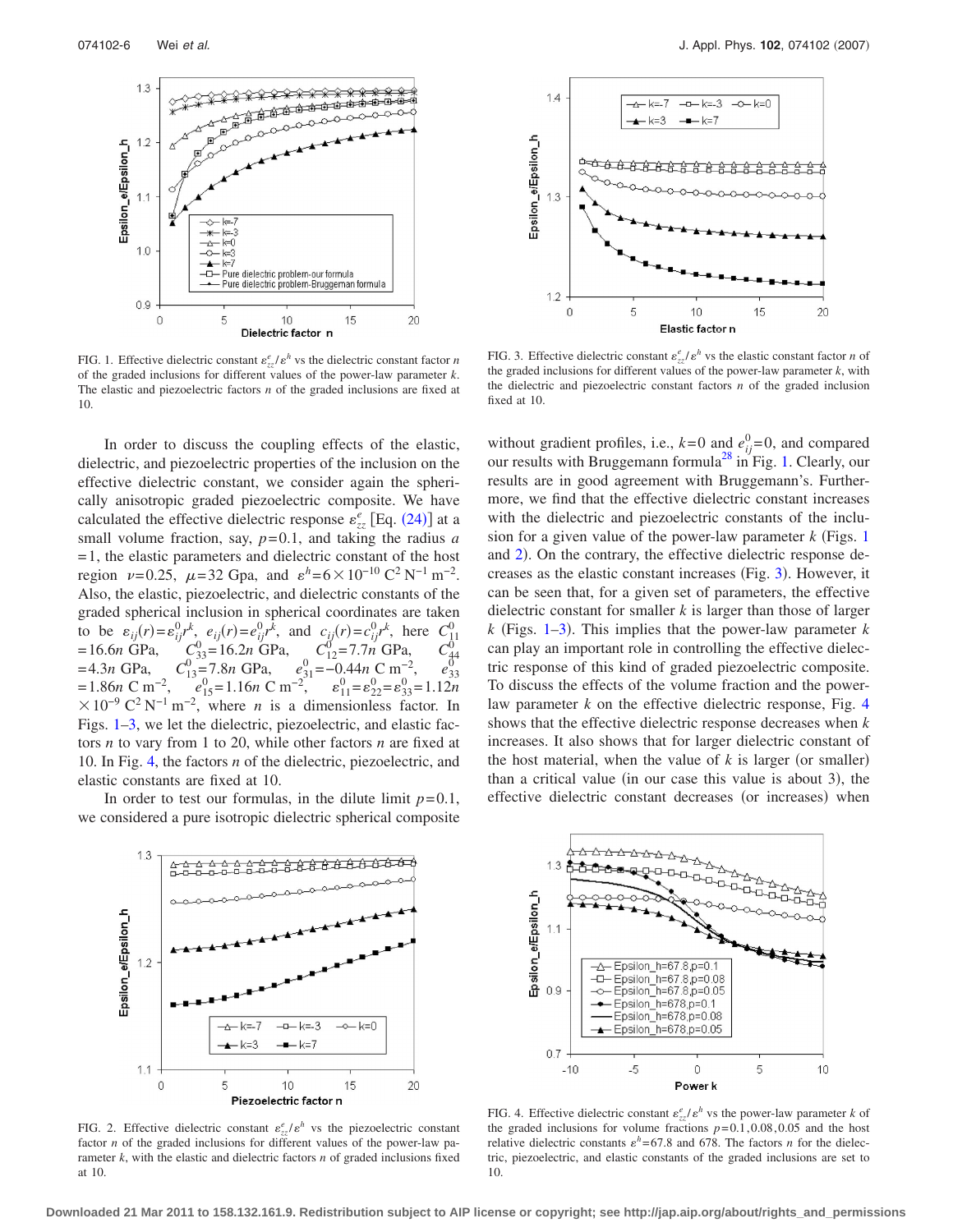FIG. 1. Effective dielectric constant $\varepsilon_{zz}^e/\varepsilon^h$ vs the dielectric constant factor $n$ of the graded inclusions for different values of the power-law parameter $k$. The elastic and piezoelectric factors $n$ of the graded inclusions are fixed at 10.

FIG. 3. Effective dielectric constant $\varepsilon_{zz}^e/\varepsilon^h$ vs the elastic constant factor $n$ of the graded inclusions for different values of the power-law parameter $k$, with the dielectric and piezoelectric constant factors $n$ of the graded inclusion fixed at 10.

In order to discuss the coupling effects of the elastic, dielectric, and piezoelectric properties of the inclusion on the effective dielectric constant, we consider again the spherically anisotropic graded piezoelectric composite. We have calculated the effective dielectric response $\varepsilon_{zz}^e$ [Eq. (24)] at a small volume fraction, say, $p=0.1$, and taking the radius $a=1$, the elastic parameters and dielectric constant of the host region $\nu=0.25$, $\mu=32$ Gpa, and $\varepsilon^h=6\times10^{-10}\ \mathrm{C^2\,N^{-1}\,m^{-2}}$. Also, the elastic, piezoelectric, and dielectric constants of the graded spherical inclusion in spherical coordinates are taken to be $\varepsilon_{ij}(r)=\varepsilon_{ij}^0 r^k$, $e_{ij}(r)=e_{ij}^0 r^k$, and $c_{ij}(r)=c_{ij}^0 r^k$, here $C_{11}^0=16.6n$ GPa, $C_{33}^0=16.2n$ GPa, $C_{12}^0=7.7n$ GPa, $C_{44}^0=4.3n$ GPa, $C_{13}^0=7.8n$ GPa, $e_{31}^0=-0.44n\ \mathrm{C\,m^{-2}}$, $e_{33}^0=1.86n\ \mathrm{C\,m^{-2}}$, $e_{15}^0=1.16n\ \mathrm{C\,m^{-2}}$, $\varepsilon_{11}^0=\varepsilon_{22}^0=\varepsilon_{33}^0=1.12n\times10^{-9}\ \mathrm{C^2\,N^{-1}\,m^{-2}}$, where $n$ is a dimensionless factor. In Figs. 1–3, we let the dielectric, piezoelectric, and elastic factors $n$ to vary from 1 to 20, while other factors $n$ are fixed at 10. In Fig. 4, the factors $n$ of the dielectric, piezoelectric, and elastic constants are fixed at 10.

In order to test our formulas, in the dilute limit $p=0.1$, we considered a pure isotropic dielectric spherical composite without gradient profiles, i.e., $k=0$ and $e_{ij}^0=0$, and compared our results with Bruggemann formula[28] in Fig. 1. Clearly, our results are in good agreement with Bruggemann's. Furthermore, we find that the effective dielectric constant increases with the dielectric and piezoelectric constants of the inclusion for a given value of the power-law parameter $k$ (Figs. 1 and 2). On the contrary, the effective dielectric response decreases as the elastic constant increases (Fig. 3). However, it can be seen that, for a given set of parameters, the effective dielectric constant for smaller $k$ is larger than those of larger $k$ (Figs. 1–3). This implies that the power-law parameter $k$ can play an important role in controlling the effective dielectric response of this kind of graded piezoelectric composite. To discuss the effects of the volume fraction and the power-law parameter $k$ on the effective dielectric response, Fig. 4 shows that the effective dielectric response decreases when $k$ increases. It also shows that for larger dielectric constant of the host material, when the value of $k$ is larger (or smaller) than a critical value (in our case this value is about 3), the effective dielectric constant decreases (or increases) when

FIG. 2. Effective dielectric constant $\varepsilon_{zz}^e/\varepsilon^h$ vs the piezoelectric constant factor $n$ of the graded inclusions for different values of the power-law parameter $k$, with the elastic and dielectric factors $n$ of graded inclusions fixed at 10.

FIG. 4. Effective dielectric constant $\varepsilon_{zz}^e/\varepsilon^h$ vs the power-law parameter $k$ of the graded inclusions for volume fractions $p=0.1, 0.08, 0.05$ and the host relative dielectric constants $\varepsilon^h=67.8$ and 678. The factors $n$ for the dielectric, piezoelectric, and elastic constants of the graded inclusions are set to 10.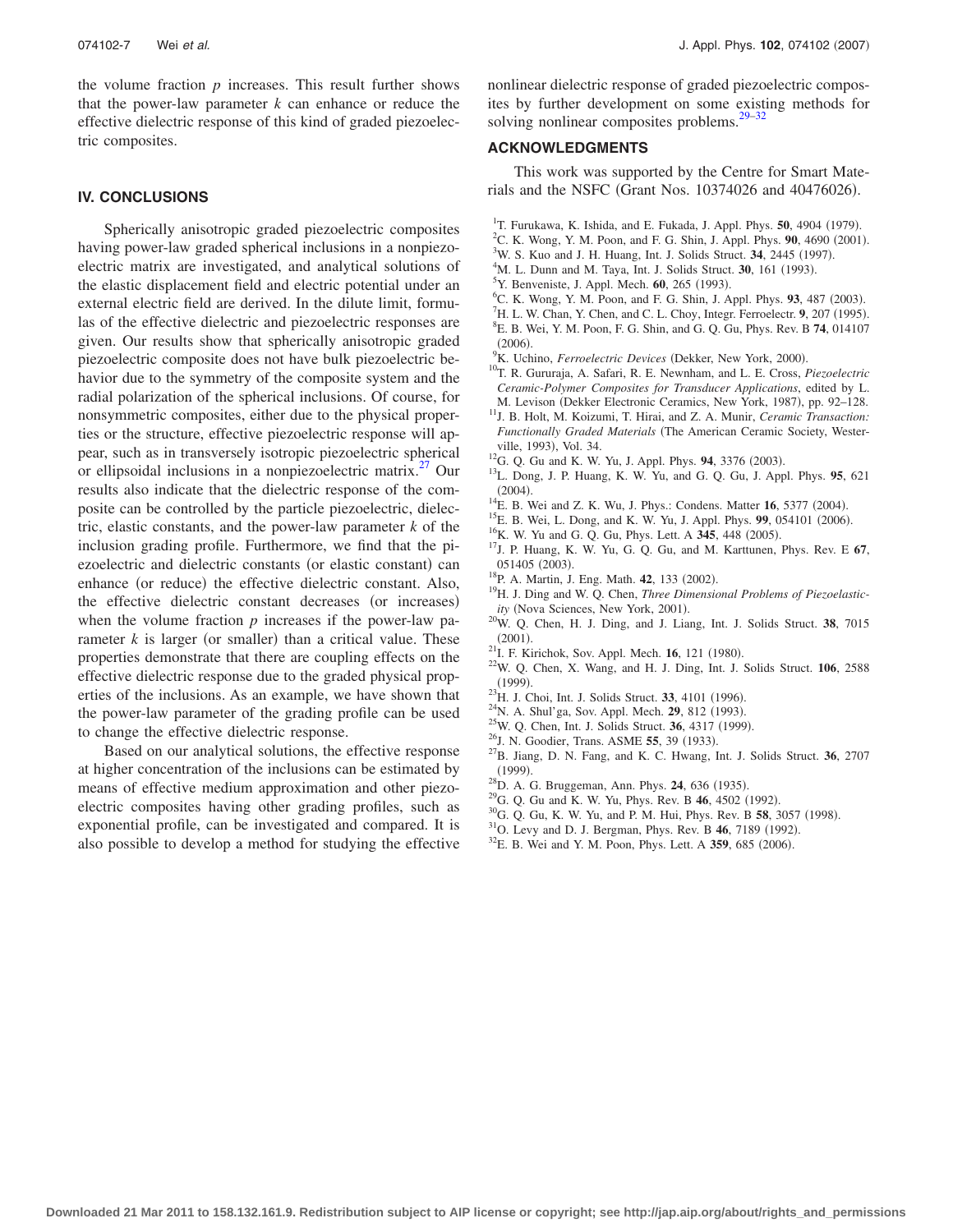the volume fraction $p$ increases. This result further shows that the power-law parameter $k$ can enhance or reduce the effective dielectric response of this kind of graded piezoelectric composites.

## IV. CONCLUSIONS

Spherically anisotropic graded piezoelectric composites having power-law graded spherical inclusions in a nonpiezoelectric matrix are investigated, and analytical solutions of the elastic displacement field and electric potential under an external electric field are derived. In the dilute limit, formulas of the effective dielectric and piezoelectric responses are given. Our results show that spherically anisotropic graded piezoelectric composite does not have bulk piezoelectric behavior due to the symmetry of the composite system and the radial polarization of the spherical inclusions. Of course, for nonsymmetric composites, either due to the physical properties or the structure, effective piezoelectric response will appear, such as in transversely isotropic piezoelectric spherical or ellipsoidal inclusions in a nonpiezoelectric matrix.[27] Our results also indicate that the dielectric response of the composite can be controlled by the particle piezoelectric, dielectric, elastic constants, and the power-law parameter $k$ of the inclusion grading profile. Furthermore, we find that the piezoelectric and dielectric constants (or elastic constant) can enhance (or reduce) the effective dielectric constant. Also, the effective dielectric constant decreases (or increases) when the volume fraction $p$ increases if the power-law parameter $k$ is larger (or smaller) than a critical value. These properties demonstrate that there are coupling effects on the effective dielectric response due to the graded physical properties of the inclusions. As an example, we have shown that the power-law parameter of the grading profile can be used to change the effective dielectric response.

Based on our analytical solutions, the effective response at higher concentration of the inclusions can be estimated by means of effective medium approximation and other piezoelectric composites having other grading profiles, such as exponential profile, can be investigated and compared. It is also possible to develop a method for studying the effective nonlinear dielectric response of graded piezoelectric composites by further development on some existing methods for solving nonlinear composites problems.[29–32]

## ACKNOWLEDGMENTS

This work was supported by the Centre for Smart Materials and the NSFC (Grant Nos. 10374026 and 40476026).

[1] T. Furukawa, K. Ishida, and E. Fukada, J. Appl. Phys. **50**, 4904 (1979).
[2] C. K. Wong, Y. M. Poon, and F. G. Shin, J. Appl. Phys. **90**, 4690 (2001).
[3] W. S. Kuo and J. H. Huang, Int. J. Solids Struct. **34**, 2445 (1997).
[4] M. L. Dunn and M. Taya, Int. J. Solids Struct. **30**, 161 (1993).
[5] Y. Benveniste, J. Appl. Mech. **60**, 265 (1993).
[6] C. K. Wong, Y. M. Poon, and F. G. Shin, J. Appl. Phys. **93**, 487 (2003).
[7] H. L. W. Chan, Y. Chen, and C. L. Choy, Integr. Ferroelectr. **9**, 207 (1995).
[8] E. B. Wei, Y. M. Poon, F. G. Shin, and G. Q. Gu, Phys. Rev. B **74**, 014107 (2006).
[9] K. Uchino, *Ferroelectric Devices* (Dekker, New York, 2000).
[10] T. R. Gururaja, A. Safari, R. E. Newnham, and L. E. Cross, *Piezoelectric Ceramic-Polymer Composites for Transducer Applications*, edited by L. M. Levison (Dekker Electronic Ceramics, New York, 1987), pp. 92–128.
[11] J. B. Holt, M. Koizumi, T. Hirai, and Z. A. Munir, *Ceramic Transaction: Functionally Graded Materials* (The American Ceramic Society, Westerville, 1993), Vol. 34.
[12] G. Q. Gu and K. W. Yu, J. Appl. Phys. **94**, 3376 (2003).
[13] L. Dong, J. P. Huang, K. W. Yu, and G. Q. Gu, J. Appl. Phys. **95**, 621 (2004).
[14] E. B. Wei and Z. K. Wu, J. Phys.: Condens. Matter **16**, 5377 (2004).
[15] E. B. Wei, L. Dong, and K. W. Yu, J. Appl. Phys. **99**, 054101 (2006).
[16] K. W. Yu and G. Q. Gu, Phys. Lett. A **345**, 448 (2005).
[17] J. P. Huang, K. W. Yu, G. Q. Gu, and M. Karttunen, Phys. Rev. E **67**, 051405 (2003).
[18] P. A. Martin, J. Eng. Math. **42**, 133 (2002).
[19] H. J. Ding and W. Q. Chen, *Three Dimensional Problems of Piezoelasticity* (Nova Sciences, New York, 2001).
[20] W. Q. Chen, H. J. Ding, and J. Liang, Int. J. Solids Struct. **38**, 7015 (2001).
[21] I. F. Kirichok, Sov. Appl. Mech. **16**, 121 (1980).
[22] W. Q. Chen, X. Wang, and H. J. Ding, Int. J. Solids Struct. **106**, 2588 (1999).
[23] H. J. Choi, Int. J. Solids Struct. **33**, 4101 (1996).
[24] N. A. Shul'ga, Sov. Appl. Mech. **29**, 812 (1993).
[25] W. Q. Chen, Int. J. Solids Struct. **36**, 4317 (1999).
[26] J. N. Goodier, Trans. ASME **55**, 39 (1933).
[27] B. Jiang, D. N. Fang, and K. C. Hwang, Int. J. Solids Struct. **36**, 2707 (1999).
[28] D. A. G. Bruggeman, Ann. Phys. **24**, 636 (1935).
[29] G. Q. Gu and K. W. Yu, Phys. Rev. B **46**, 4502 (1992).
[30] G. Q. Gu, K. W. Yu, and P. M. Hui, Phys. Rev. B **58**, 3057 (1998).
[31] O. Levy and D. J. Bergman, Phys. Rev. B **46**, 7189 (1992).
[32] E. B. Wei and Y. M. Poon, Phys. Lett. A **359**, 685 (2006).